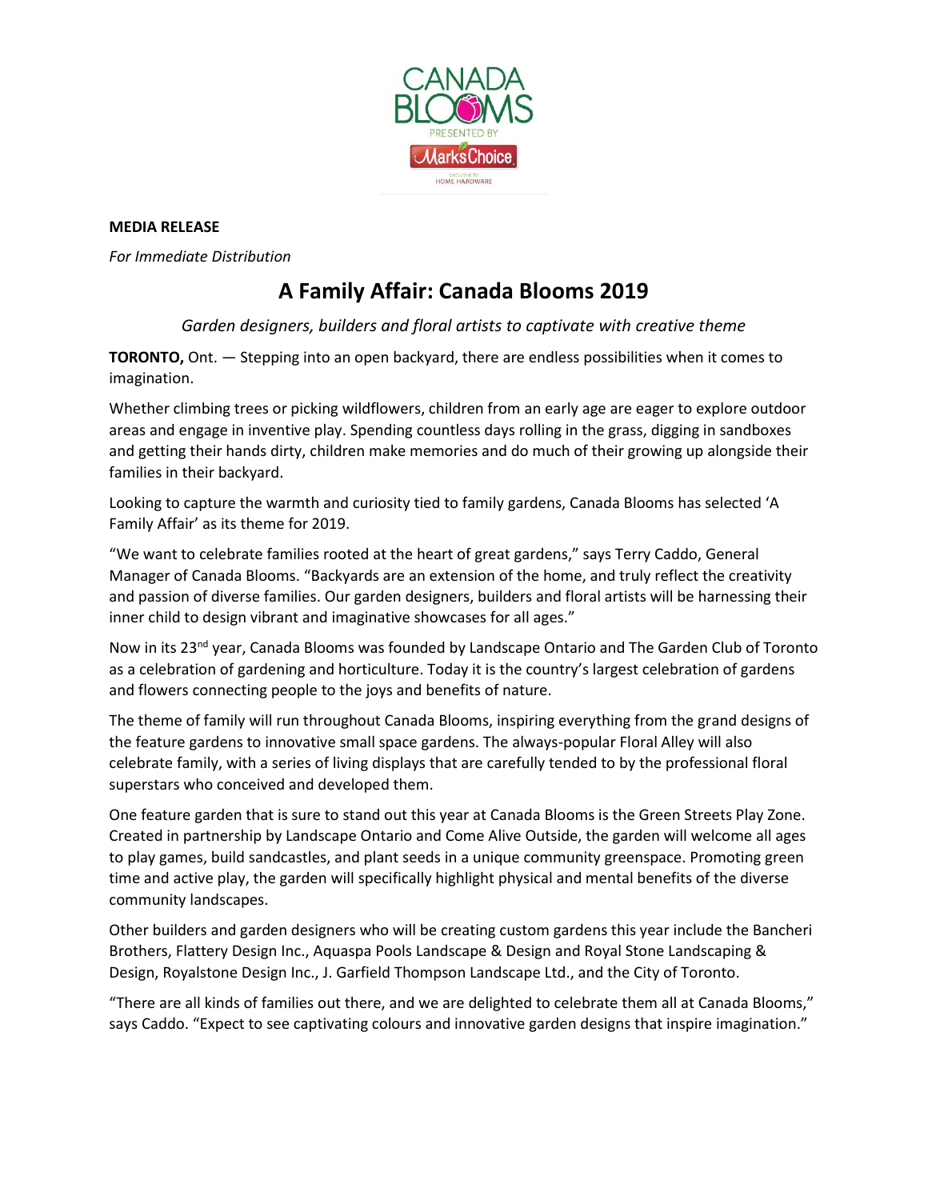CANADA BLOOMS

PRESENTED BY

Mark's Choice

EXCLUSIVE TO HOME HARDWARE

**MEDIA RELEASE**

*For Immediate Distribution*

# A Family Affair: Canada Blooms 2019

*Garden designers, builders and floral artists to captivate with creative theme*

**TORONTO,** Ont. — Stepping into an open backyard, there are endless possibilities when it comes to imagination.

Whether climbing trees or picking wildflowers, children from an early age are eager to explore outdoor areas and engage in inventive play. Spending countless days rolling in the grass, digging in sandboxes and getting their hands dirty, children make memories and do much of their growing up alongside their families in their backyard.

Looking to capture the warmth and curiosity tied to family gardens, Canada Blooms has selected 'A Family Affair' as its theme for 2019.

"We want to celebrate families rooted at the heart of great gardens," says Terry Caddo, General Manager of Canada Blooms. "Backyards are an extension of the home, and truly reflect the creativity and passion of diverse families. Our garden designers, builders and floral artists will be harnessing their inner child to design vibrant and imaginative showcases for all ages."

Now in its 23rd year, Canada Blooms was founded by Landscape Ontario and The Garden Club of Toronto as a celebration of gardening and horticulture. Today it is the country's largest celebration of gardens and flowers connecting people to the joys and benefits of nature.

The theme of family will run throughout Canada Blooms, inspiring everything from the grand designs of the feature gardens to innovative small space gardens. The always-popular Floral Alley will also celebrate family, with a series of living displays that are carefully tended to by the professional floral superstars who conceived and developed them.

One feature garden that is sure to stand out this year at Canada Blooms is the Green Streets Play Zone. Created in partnership by Landscape Ontario and Come Alive Outside, the garden will welcome all ages to play games, build sandcastles, and plant seeds in a unique community greenspace. Promoting green time and active play, the garden will specifically highlight physical and mental benefits of the diverse community landscapes.

Other builders and garden designers who will be creating custom gardens this year include the Bancheri Brothers, Flattery Design Inc., Aquaspa Pools Landscape & Design and Royal Stone Landscaping & Design, Royalstone Design Inc., J. Garfield Thompson Landscape Ltd., and the City of Toronto.

"There are all kinds of families out there, and we are delighted to celebrate them all at Canada Blooms," says Caddo. "Expect to see captivating colours and innovative garden designs that inspire imagination."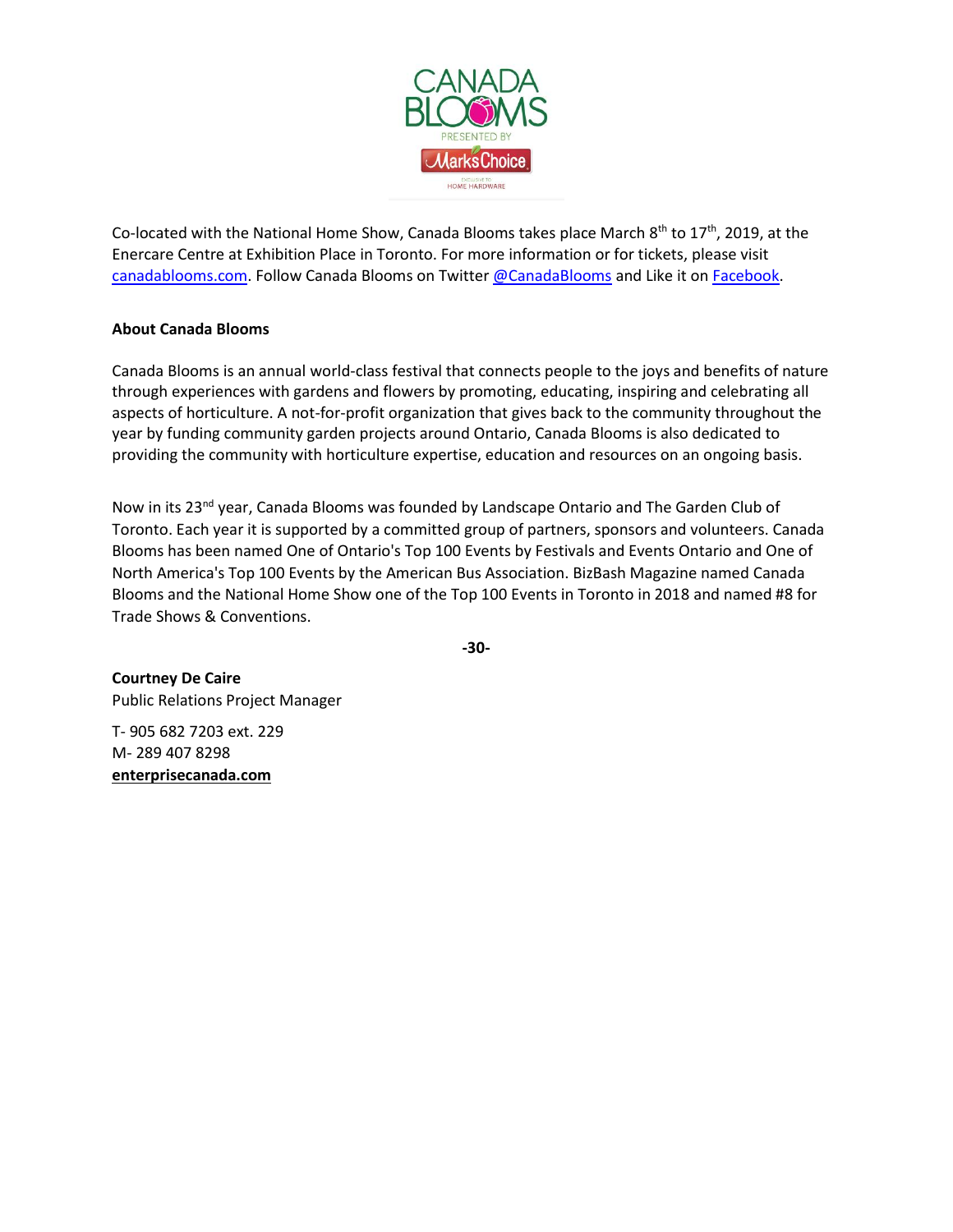Co-located with the National Home Show, Canada Blooms takes place March 8th to 17th, 2019, at the Enercare Centre at Exhibition Place in Toronto. For more information or for tickets, please visit canadablooms.com. Follow Canada Blooms on Twitter @CanadaBlooms and Like it on Facebook.

**About Canada Blooms**

Canada Blooms is an annual world-class festival that connects people to the joys and benefits of nature through experiences with gardens and flowers by promoting, educating, inspiring and celebrating all aspects of horticulture. A not-for-profit organization that gives back to the community throughout the year by funding community garden projects around Ontario, Canada Blooms is also dedicated to providing the community with horticulture expertise, education and resources on an ongoing basis.

Now in its 23rd year, Canada Blooms was founded by Landscape Ontario and The Garden Club of Toronto. Each year it is supported by a committed group of partners, sponsors and volunteers. Canada Blooms has been named One of Ontario's Top 100 Events by Festivals and Events Ontario and One of North America's Top 100 Events by the American Bus Association. BizBash Magazine named Canada Blooms and the National Home Show one of the Top 100 Events in Toronto in 2018 and named #8 for Trade Shows & Conventions.

**-30-**

**Courtney De Caire**
Public Relations Project Manager

T- 905 682 7203 ext. 229
M- 289 407 8298
**enterprisecanada.com**